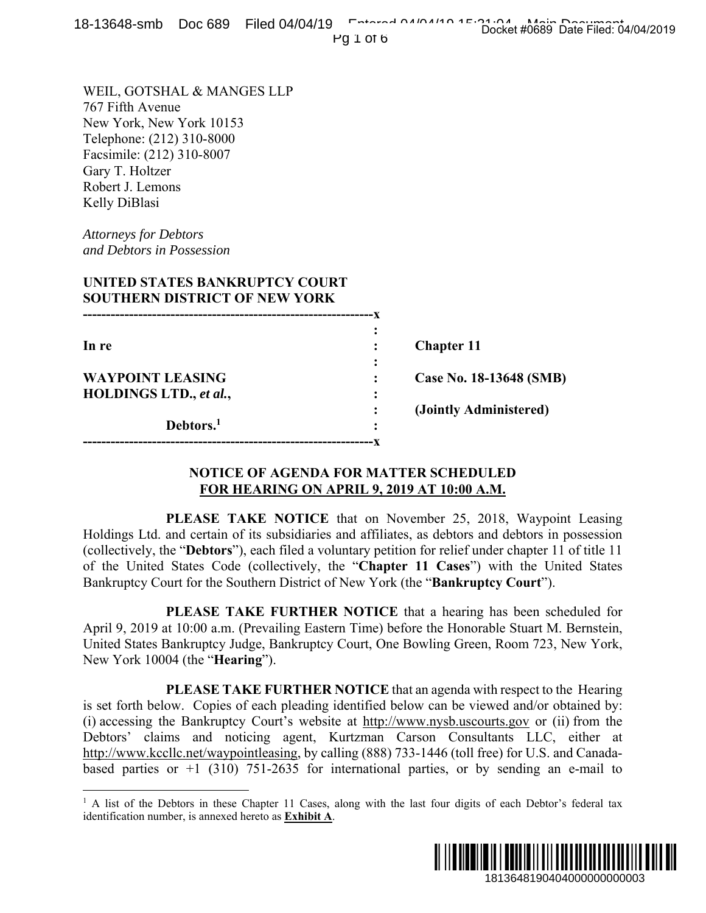WEIL, GOTSHAL & MANGES LLP
767 Fifth Avenue
New York, New York 10153
Telephone: (212) 310-8000
Facsimile: (212) 310-8007
Gary T. Holtzer
Robert J. Lemons
Kelly DiBlasi

*Attorneys for Debtors*
*and Debtors in Possession*

**UNITED STATES BANKRUPTCY COURT**
**SOUTHERN DISTRICT OF NEW YORK**

| | | |
|---|---|---|
| **In re** | : | **Chapter 11** |
| **WAYPOINT LEASING HOLDINGS LTD., *et al.*,** | : | **Case No. 18-13648 (SMB)** |
| | : | **(Jointly Administered)** |
| **Debtors.**[1] | : | |

**NOTICE OF AGENDA FOR MATTER SCHEDULED**
**FOR HEARING ON APRIL 9, 2019 AT 10:00 A.M.**

**PLEASE TAKE NOTICE** that on November 25, 2018, Waypoint Leasing Holdings Ltd. and certain of its subsidiaries and affiliates, as debtors and debtors in possession (collectively, the "**Debtors**"), each filed a voluntary petition for relief under chapter 11 of title 11 of the United States Code (collectively, the "**Chapter 11 Cases**") with the United States Bankruptcy Court for the Southern District of New York (the "**Bankruptcy Court**").

**PLEASE TAKE FURTHER NOTICE** that a hearing has been scheduled for April 9, 2019 at 10:00 a.m. (Prevailing Eastern Time) before the Honorable Stuart M. Bernstein, United States Bankruptcy Judge, Bankruptcy Court, One Bowling Green, Room 723, New York, New York 10004 (the "**Hearing**").

**PLEASE TAKE FURTHER NOTICE** that an agenda with respect to the Hearing is set forth below. Copies of each pleading identified below can be viewed and/or obtained by: (i) accessing the Bankruptcy Court's website at http://www.nysb.uscourts.gov or (ii) from the Debtors' claims and noticing agent, Kurtzman Carson Consultants LLC, either at http://www.kccllc.net/waypointleasing, by calling (888) 733-1446 (toll free) for U.S. and Canada-based parties or +1 (310) 751-2635 for international parties, or by sending an e-mail to

[1] A list of the Debtors in these Chapter 11 Cases, along with the last four digits of each Debtor's federal tax identification number, is annexed hereto as **Exhibit A**.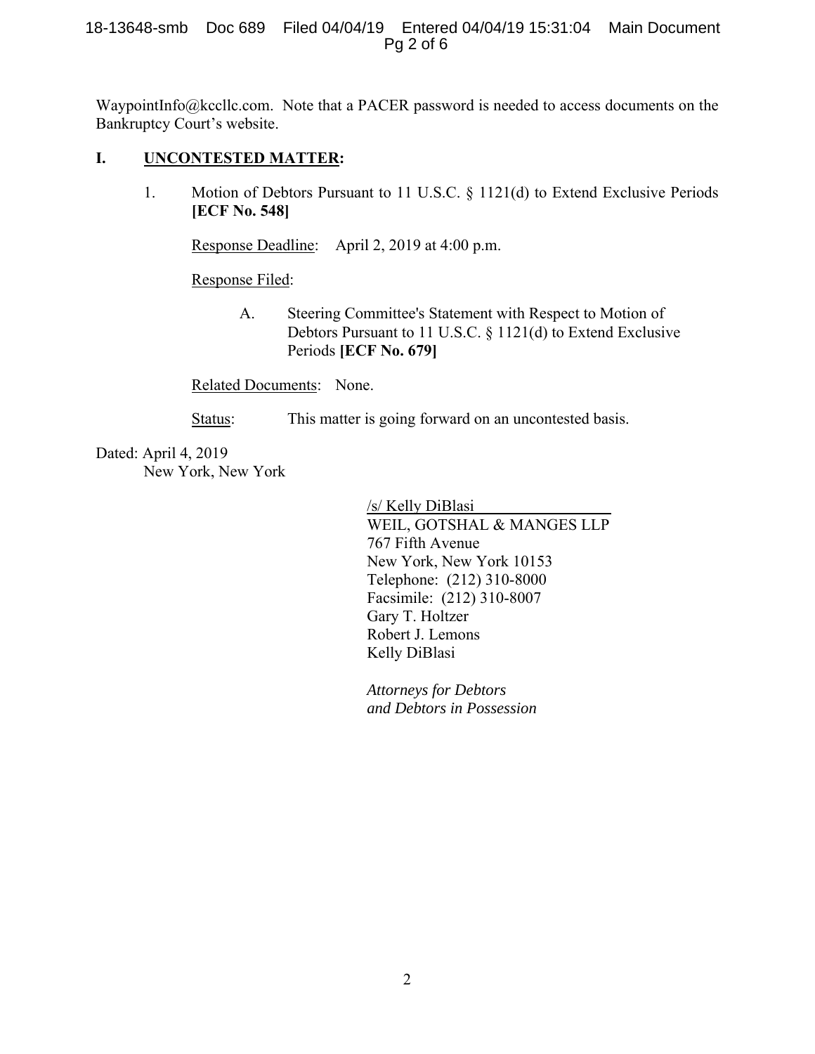WaypointInfo@kccllc.com. Note that a PACER password is needed to access documents on the Bankruptcy Court's website.

## I. UNCONTESTED MATTER:

1. Motion of Debtors Pursuant to 11 U.S.C. § 1121(d) to Extend Exclusive Periods **[ECF No. 548]**

   Response Deadline: April 2, 2019 at 4:00 p.m.

   Response Filed:

   A. Steering Committee's Statement with Respect to Motion of Debtors Pursuant to 11 U.S.C. § 1121(d) to Extend Exclusive Periods **[ECF No. 679]**

   Related Documents: None.

   Status: This matter is going forward on an uncontested basis.

Dated: April 4, 2019
New York, New York

/s/ Kelly DiBlasi
WEIL, GOTSHAL & MANGES LLP
767 Fifth Avenue
New York, New York 10153
Telephone: (212) 310-8000
Facsimile: (212) 310-8007
Gary T. Holtzer
Robert J. Lemons
Kelly DiBlasi

*Attorneys for Debtors and Debtors in Possession*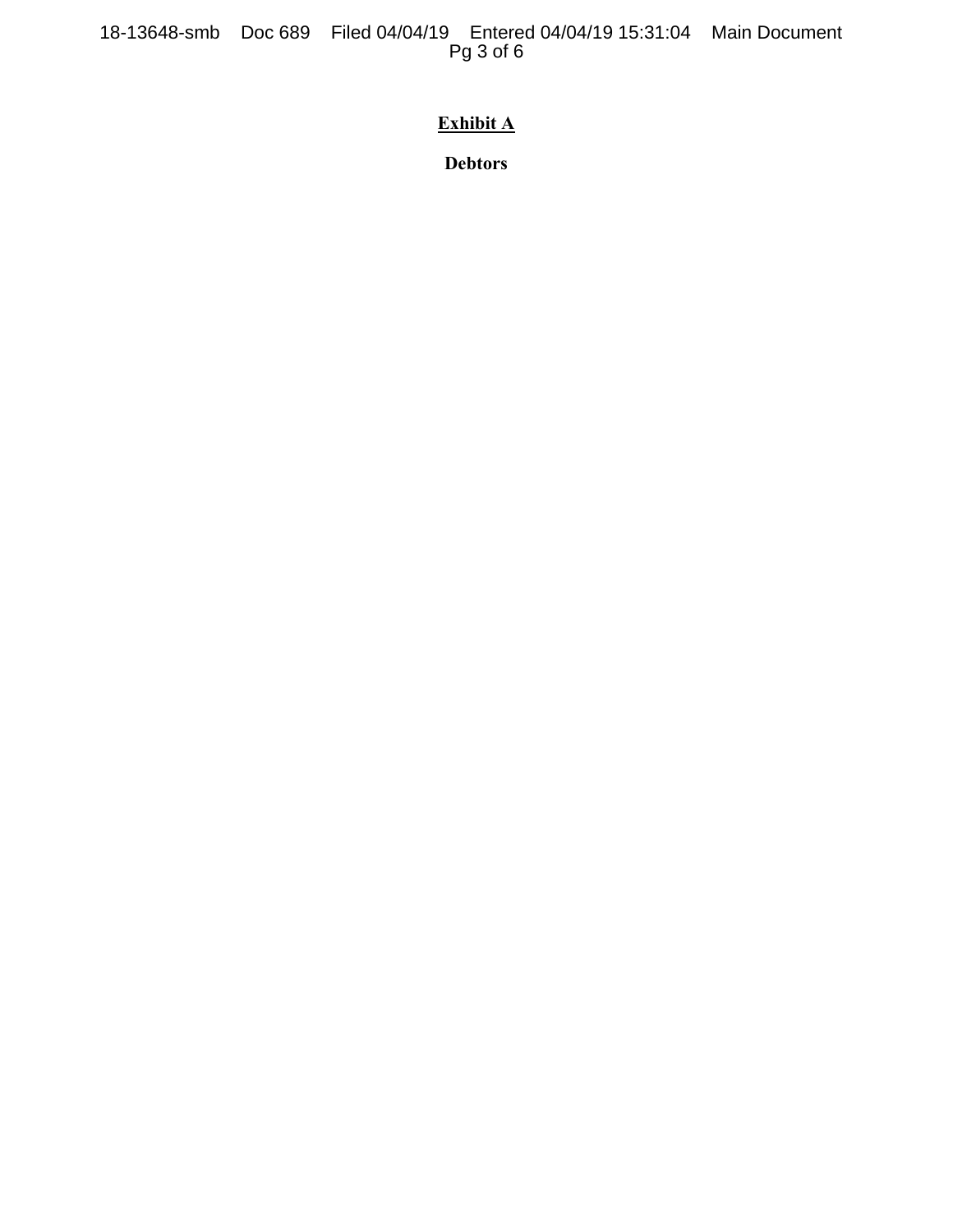**Exhibit A**

**Debtors**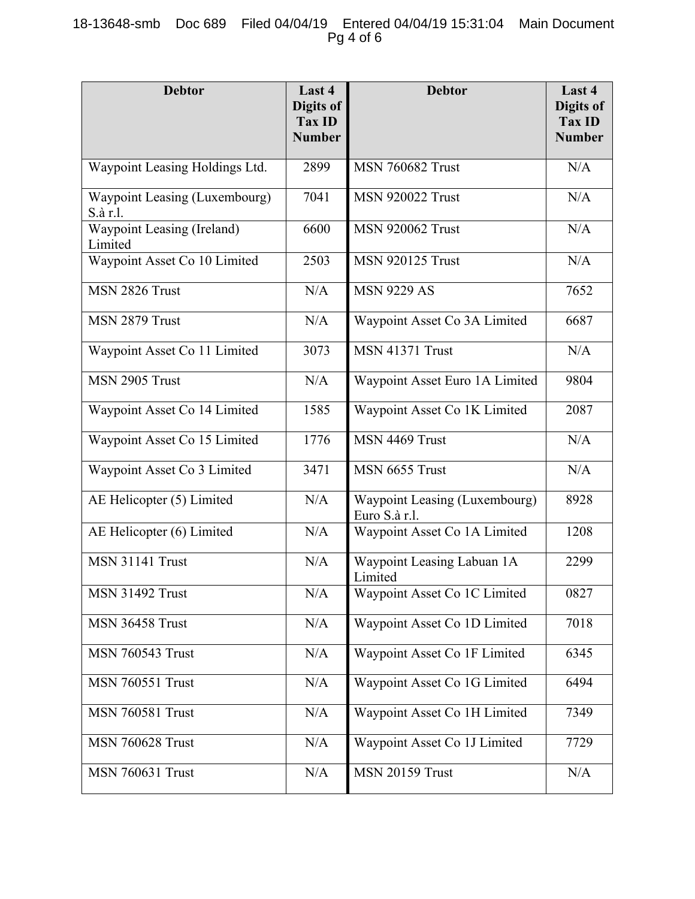| Debtor | Last 4 Digits of Tax ID Number | Debtor | Last 4 Digits of Tax ID Number |
|---|---|---|---|
| Waypoint Leasing Holdings Ltd. | 2899 | MSN 760682 Trust | N/A |
| Waypoint Leasing (Luxembourg) S.à r.l. | 7041 | MSN 920022 Trust | N/A |
| Waypoint Leasing (Ireland) Limited | 6600 | MSN 920062 Trust | N/A |
| Waypoint Asset Co 10 Limited | 2503 | MSN 920125 Trust | N/A |
| MSN 2826 Trust | N/A | MSN 9229 AS | 7652 |
| MSN 2879 Trust | N/A | Waypoint Asset Co 3A Limited | 6687 |
| Waypoint Asset Co 11 Limited | 3073 | MSN 41371 Trust | N/A |
| MSN 2905 Trust | N/A | Waypoint Asset Euro 1A Limited | 9804 |
| Waypoint Asset Co 14 Limited | 1585 | Waypoint Asset Co 1K Limited | 2087 |
| Waypoint Asset Co 15 Limited | 1776 | MSN 4469 Trust | N/A |
| Waypoint Asset Co 3 Limited | 3471 | MSN 6655 Trust | N/A |
| AE Helicopter (5) Limited | N/A | Waypoint Leasing (Luxembourg) Euro S.à r.l. | 8928 |
| AE Helicopter (6) Limited | N/A | Waypoint Asset Co 1A Limited | 1208 |
| MSN 31141 Trust | N/A | Waypoint Leasing Labuan 1A Limited | 2299 |
| MSN 31492 Trust | N/A | Waypoint Asset Co 1C Limited | 0827 |
| MSN 36458 Trust | N/A | Waypoint Asset Co 1D Limited | 7018 |
| MSN 760543 Trust | N/A | Waypoint Asset Co 1F Limited | 6345 |
| MSN 760551 Trust | N/A | Waypoint Asset Co 1G Limited | 6494 |
| MSN 760581 Trust | N/A | Waypoint Asset Co 1H Limited | 7349 |
| MSN 760628 Trust | N/A | Waypoint Asset Co 1J Limited | 7729 |
| MSN 760631 Trust | N/A | MSN 20159 Trust | N/A |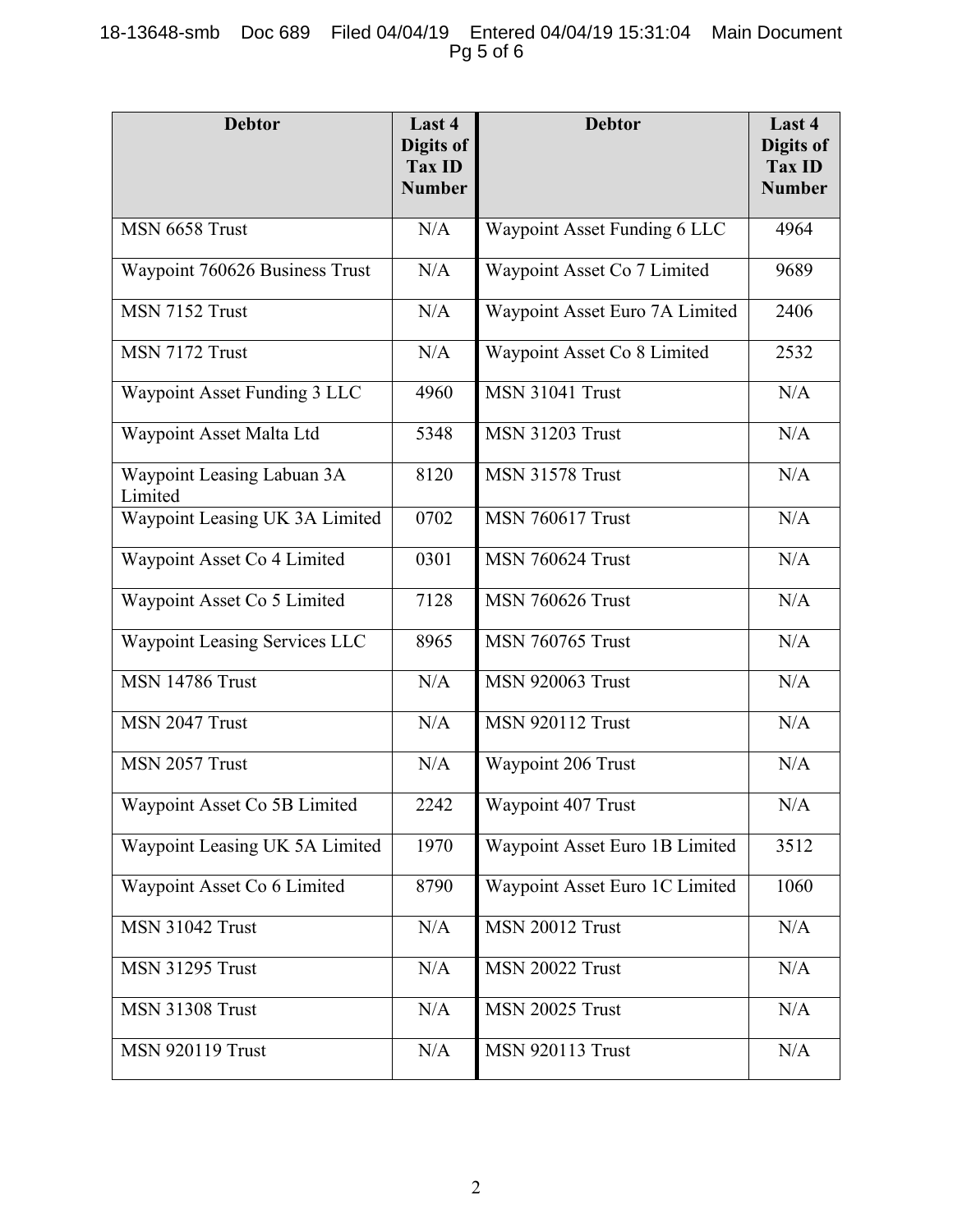| Debtor | Last 4 Digits of Tax ID Number | Debtor | Last 4 Digits of Tax ID Number |
| --- | --- | --- | --- |
| MSN 6658 Trust | N/A | Waypoint Asset Funding 6 LLC | 4964 |
| Waypoint 760626 Business Trust | N/A | Waypoint Asset Co 7 Limited | 9689 |
| MSN 7152 Trust | N/A | Waypoint Asset Euro 7A Limited | 2406 |
| MSN 7172 Trust | N/A | Waypoint Asset Co 8 Limited | 2532 |
| Waypoint Asset Funding 3 LLC | 4960 | MSN 31041 Trust | N/A |
| Waypoint Asset Malta Ltd | 5348 | MSN 31203 Trust | N/A |
| Waypoint Leasing Labuan 3A Limited | 8120 | MSN 31578 Trust | N/A |
| Waypoint Leasing UK 3A Limited | 0702 | MSN 760617 Trust | N/A |
| Waypoint Asset Co 4 Limited | 0301 | MSN 760624 Trust | N/A |
| Waypoint Asset Co 5 Limited | 7128 | MSN 760626 Trust | N/A |
| Waypoint Leasing Services LLC | 8965 | MSN 760765 Trust | N/A |
| MSN 14786 Trust | N/A | MSN 920063 Trust | N/A |
| MSN 2047 Trust | N/A | MSN 920112 Trust | N/A |
| MSN 2057 Trust | N/A | Waypoint 206 Trust | N/A |
| Waypoint Asset Co 5B Limited | 2242 | Waypoint 407 Trust | N/A |
| Waypoint Leasing UK 5A Limited | 1970 | Waypoint Asset Euro 1B Limited | 3512 |
| Waypoint Asset Co 6 Limited | 8790 | Waypoint Asset Euro 1C Limited | 1060 |
| MSN 31042 Trust | N/A | MSN 20012 Trust | N/A |
| MSN 31295 Trust | N/A | MSN 20022 Trust | N/A |
| MSN 31308 Trust | N/A | MSN 20025 Trust | N/A |
| MSN 920119 Trust | N/A | MSN 920113 Trust | N/A |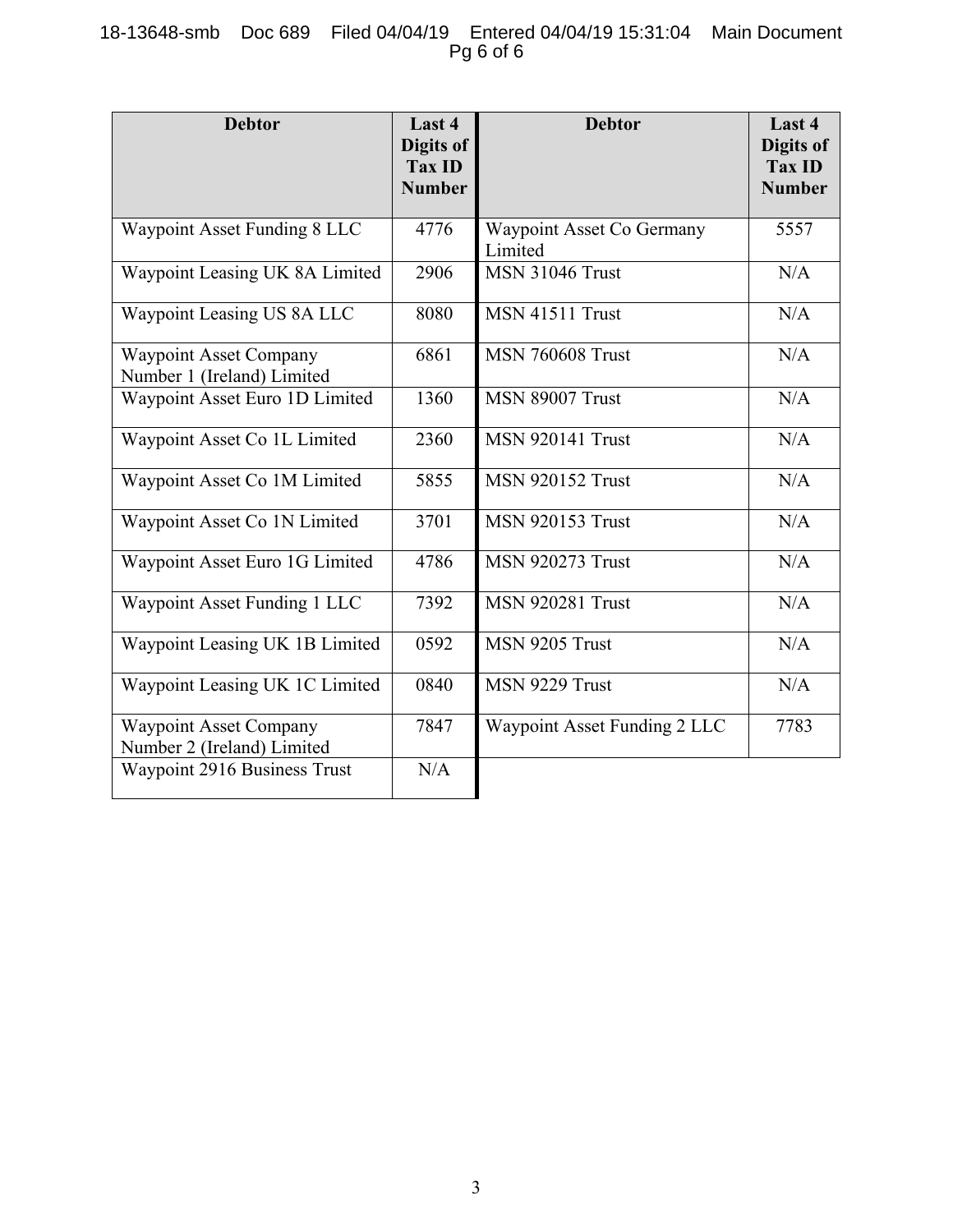| Debtor | Last 4 Digits of Tax ID Number | Debtor | Last 4 Digits of Tax ID Number |
|---|---|---|---|
| Waypoint Asset Funding 8 LLC | 4776 | Waypoint Asset Co Germany Limited | 5557 |
| Waypoint Leasing UK 8A Limited | 2906 | MSN 31046 Trust | N/A |
| Waypoint Leasing US 8A LLC | 8080 | MSN 41511 Trust | N/A |
| Waypoint Asset Company Number 1 (Ireland) Limited | 6861 | MSN 760608 Trust | N/A |
| Waypoint Asset Euro 1D Limited | 1360 | MSN 89007 Trust | N/A |
| Waypoint Asset Co 1L Limited | 2360 | MSN 920141 Trust | N/A |
| Waypoint Asset Co 1M Limited | 5855 | MSN 920152 Trust | N/A |
| Waypoint Asset Co 1N Limited | 3701 | MSN 920153 Trust | N/A |
| Waypoint Asset Euro 1G Limited | 4786 | MSN 920273 Trust | N/A |
| Waypoint Asset Funding 1 LLC | 7392 | MSN 920281 Trust | N/A |
| Waypoint Leasing UK 1B Limited | 0592 | MSN 9205 Trust | N/A |
| Waypoint Leasing UK 1C Limited | 0840 | MSN 9229 Trust | N/A |
| Waypoint Asset Company Number 2 (Ireland) Limited | 7847 | Waypoint Asset Funding 2 LLC | 7783 |
| Waypoint 2916 Business Trust | N/A | | |